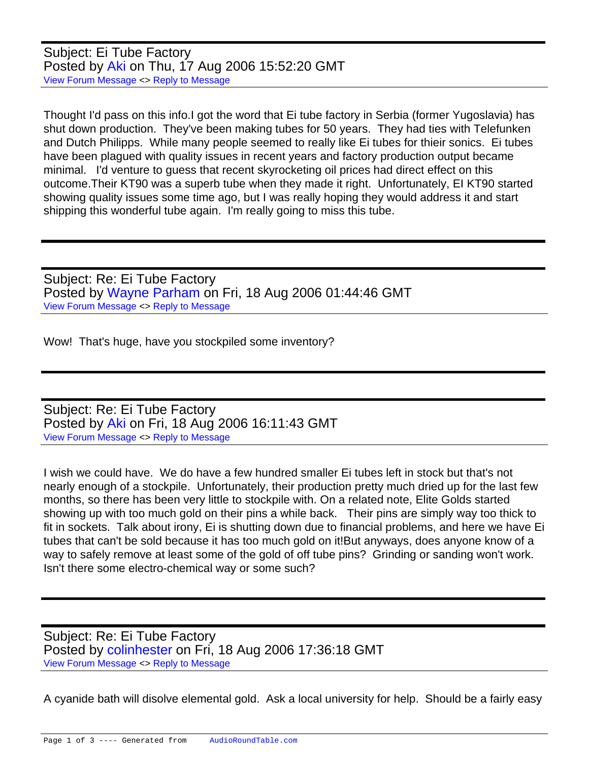Subject: Ei Tube Factory
Posted by Aki on Thu, 17 Aug 2006 15:52:20 GMT
View Forum Message <> Reply to Message

Thought I'd pass on this info.I got the word that Ei tube factory in Serbia (former Yugoslavia) has shut down production. They've been making tubes for 50 years. They had ties with Telefunken and Dutch Philipps. While many people seemed to really like Ei tubes for thieir sonics. Ei tubes have been plagued with quality issues in recent years and factory production output became minimal. I'd venture to guess that recent skyrocketing oil prices had direct effect on this outcome.Their KT90 was a superb tube when they made it right. Unfortunately, EI KT90 started showing quality issues some time ago, but I was really hoping they would address it and start shipping this wonderful tube again. I'm really going to miss this tube.

---

Subject: Re: Ei Tube Factory
Posted by Wayne Parham on Fri, 18 Aug 2006 01:44:46 GMT
View Forum Message <> Reply to Message

Wow! That's huge, have you stockpiled some inventory?

---

Subject: Re: Ei Tube Factory
Posted by Aki on Fri, 18 Aug 2006 16:11:43 GMT
View Forum Message <> Reply to Message

I wish we could have. We do have a few hundred smaller Ei tubes left in stock but that's not nearly enough of a stockpile. Unfortunately, their production pretty much dried up for the last few months, so there has been very little to stockpile with. On a related note, Elite Golds started showing up with too much gold on their pins a while back. Their pins are simply way too thick to fit in sockets. Talk about irony, Ei is shutting down due to financial problems, and here we have Ei tubes that can't be sold because it has too much gold on it!But anyways, does anyone know of a way to safely remove at least some of the gold of off tube pins? Grinding or sanding won't work. Isn't there some electro-chemical way or some such?

---

Subject: Re: Ei Tube Factory
Posted by colinhester on Fri, 18 Aug 2006 17:36:18 GMT
View Forum Message <> Reply to Message

A cyanide bath will disolve elemental gold. Ask a local university for help. Should be a fairly easy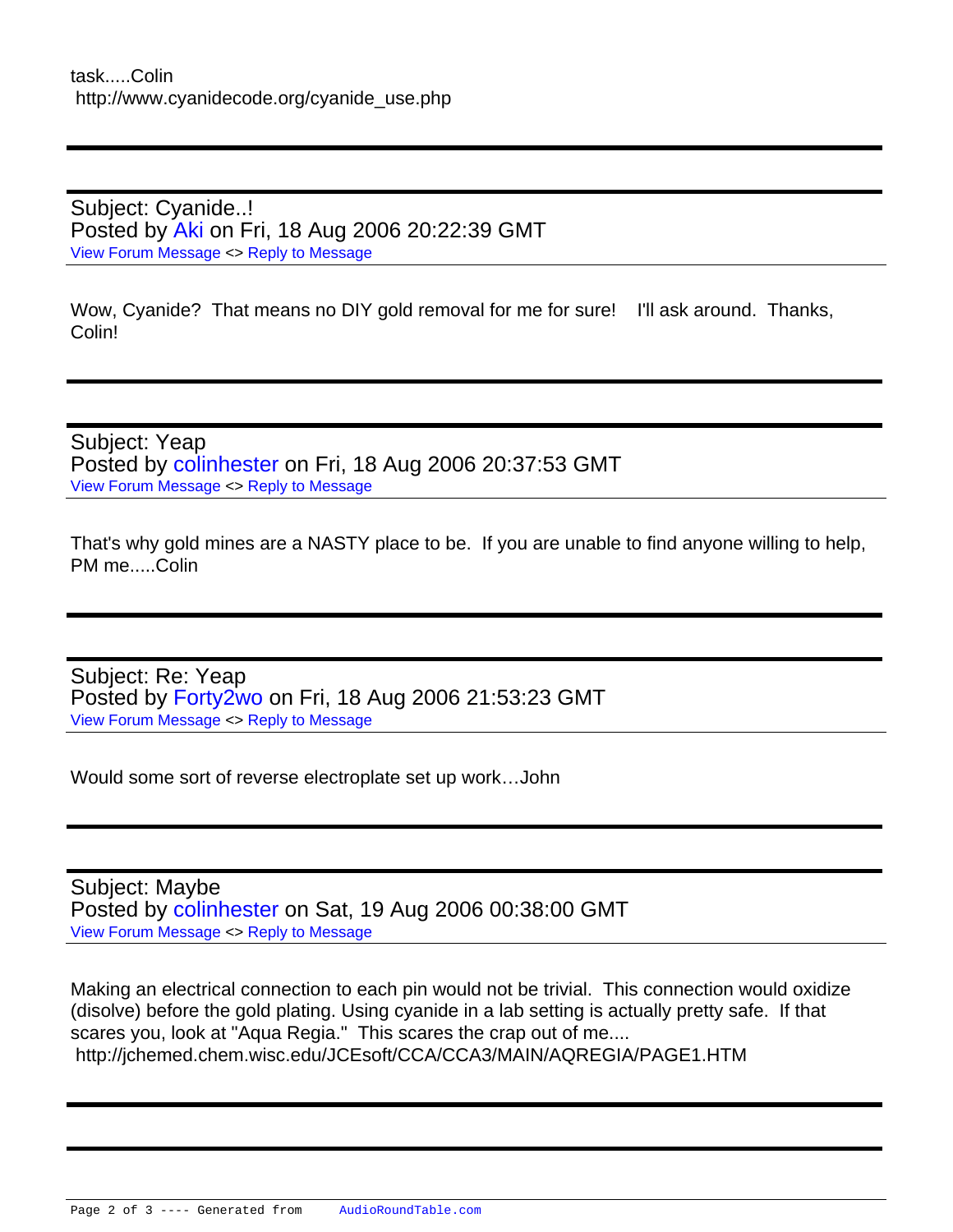task.....Colin
 http://www.cyanidecode.org/cyanide_use.php

---

Subject: Cyanide..!
Posted by Aki on Fri, 18 Aug 2006 20:22:39 GMT
View Forum Message <> Reply to Message

Wow, Cyanide? That means no DIY gold removal for me for sure!   I'll ask around. Thanks, Colin!

---

Subject: Yeap
Posted by colinhester on Fri, 18 Aug 2006 20:37:53 GMT
View Forum Message <> Reply to Message

That's why gold mines are a NASTY place to be. If you are unable to find anyone willing to help, PM me.....Colin

---

Subject: Re: Yeap
Posted by Forty2wo on Fri, 18 Aug 2006 21:53:23 GMT
View Forum Message <> Reply to Message

Would some sort of reverse electroplate set up work…John

---

Subject: Maybe
Posted by colinhester on Sat, 19 Aug 2006 00:38:00 GMT
View Forum Message <> Reply to Message

Making an electrical connection to each pin would not be trivial. This connection would oxidize (disolve) before the gold plating. Using cyanide in a lab setting is actually pretty safe. If that scares you, look at "Aqua Regia." This scares the crap out of me....
 http://jchemed.chem.wisc.edu/JCEsoft/CCA/CCA3/MAIN/AQREGIA/PAGE1.HTM

---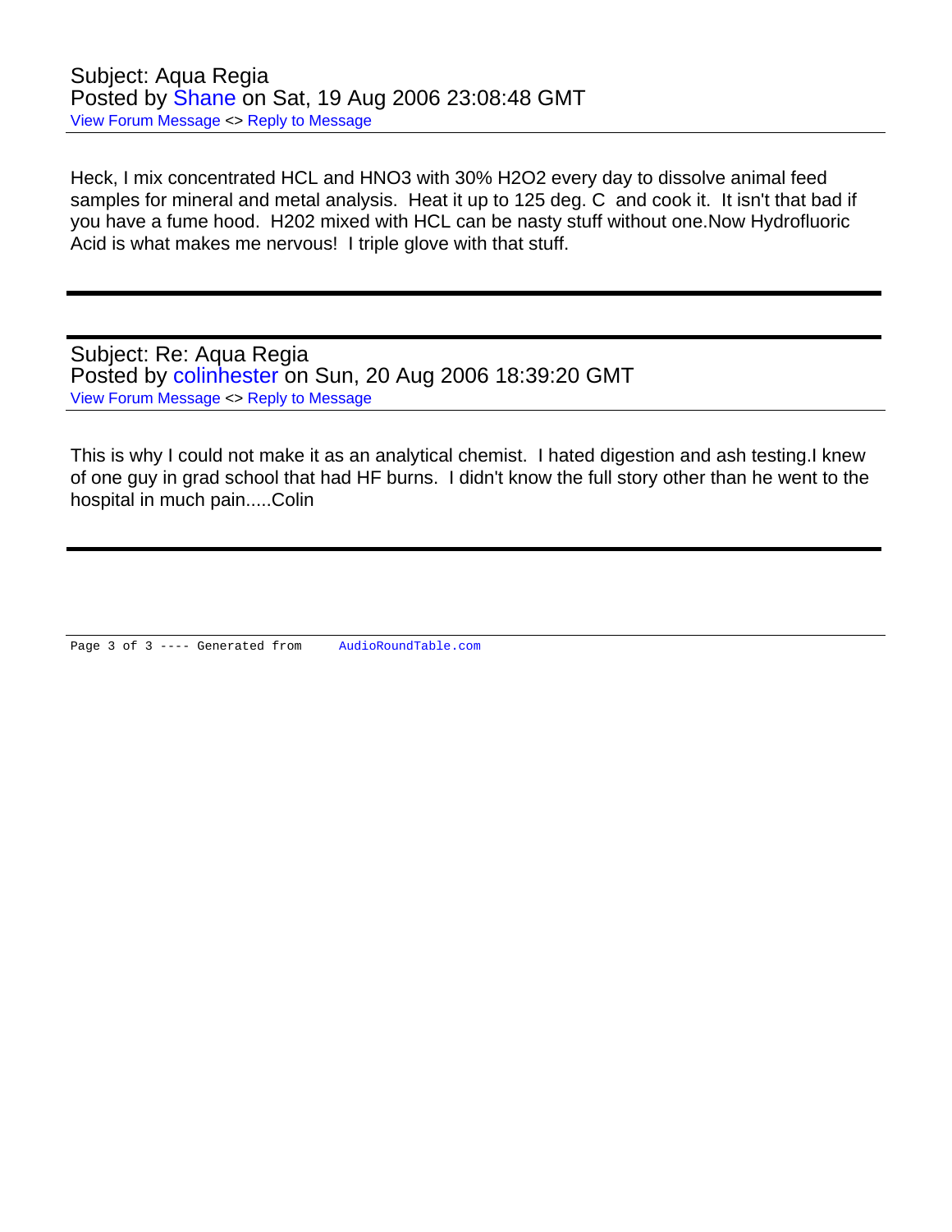Subject: Aqua Regia
Posted by Shane on Sat, 19 Aug 2006 23:08:48 GMT
View Forum Message <> Reply to Message

---

Heck, I mix concentrated HCL and HNO3 with 30% H2O2 every day to dissolve animal feed samples for mineral and metal analysis. Heat it up to 125 deg. C and cook it. It isn't that bad if you have a fume hood. H202 mixed with HCL can be nasty stuff without one.Now Hydrofluoric Acid is what makes me nervous! I triple glove with that stuff.

---

Subject: Re: Aqua Regia
Posted by colinhester on Sun, 20 Aug 2006 18:39:20 GMT
View Forum Message <> Reply to Message

---

This is why I could not make it as an analytical chemist. I hated digestion and ash testing.I knew of one guy in grad school that had HF burns. I didn't know the full story other than he went to the hospital in much pain.....Colin